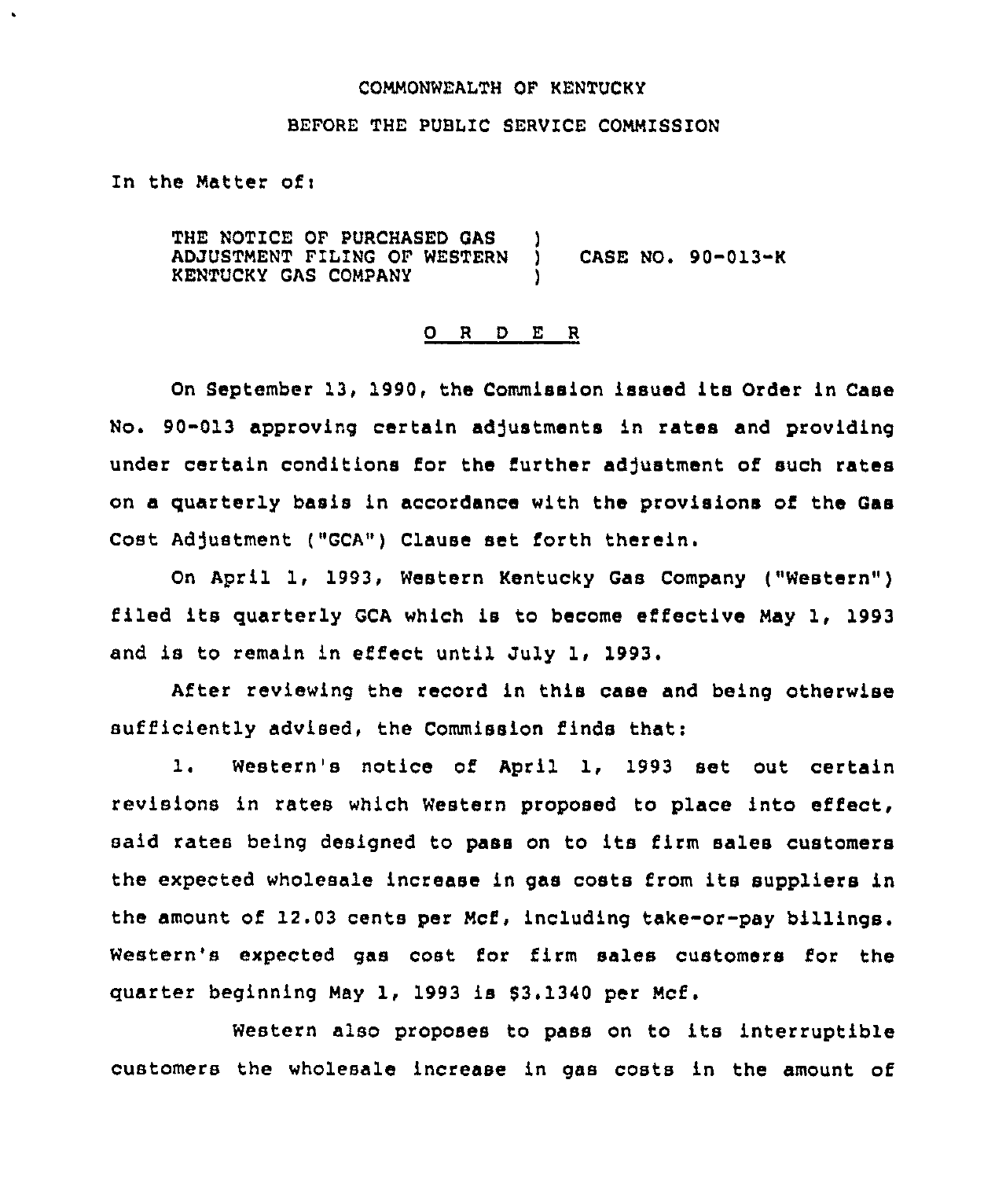COMMONWEALTH OF KENTUCKY

BEFORE THE PUBLIC SERVICE COMMISSION

In the Matter of:

THE NOTICE OF PURCHASED GAS ADJUSTMENT FILING OF WESTERN KENTUCKY GAS COMPANY ) CASE NO. 90-013-K

## O R D E R

On September 13, 1990, the Commission issued its Order in Case No. 90-013 approving certain adjustments in rates and providing under certain conditions for the further adjustment of such rates on a quarterly basis in accordance with the provisions of the Gas Cost Adjustment ("GCA") Clause set forth therein.

On April 1, 1993, Western Kentucky Gas Company ("Western") filed its quarterly GCA which is to become effective May 1, 1993 and is to remain in effect until July 1, 1993.

After reviewing the record in this case and being otherwise sufficiently advised, the Commission finds that:

1. Western's notice of April 1, 1993 set out certain revisions in rates which Western proposed to place into effect, said rates being designed to pass on to its firm sales customers the expected wholesale increase in gas costs from its suppliers in the amount of 12.03 cents per Mcf, including take-or-pay billings. Western's expected gas cost for firm sales customers for the quarter beginning May 1, 1993 is $3.1340 per Mcf.

Western also proposes to pass on to its interruptible customers the wholesale increase in gas costs in the amount of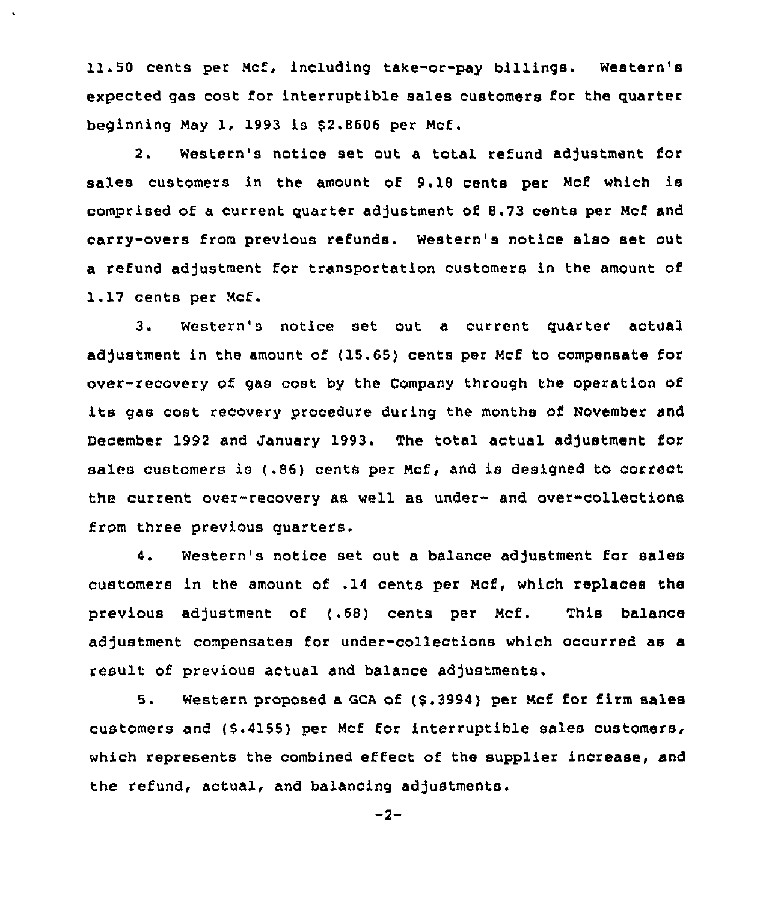11.50 cents per Mcf, including take-or-pay billings. Western's expected gas cost for interruptible sales customers for the quarter beginning May 1, 1993 is $2.8606 per Mcf.

2. Western's notice set out a total refund adjustment for sales customers in the amount of 9.18 cents per Mcf which is comprised of a current quarter adjustment of 8.73 cents per Mcf and carry-overs from previous refunds. Western's notice also set out a refund adjustment for transportation customers in the amount of 1.17 cents per Mcf.

3. Western's notice set out a current quarter actual adjustment in the amount of (15.65) cents per Mcf to compensate for over-recovery of gas cost by the Company through the operation of its gas cost recovery procedure during the months of November and December 1992 and January 1993. The total actual adjustment for sales customers is (.86) cents per Mcf, and is designed to correct the current over-recovery as well as under- and over-collections from three previous quarters.

4. Western's notice set out a balance adjustment for sales customers in the amount of .14 cents per Mcf, which replaces the previous adjustment of (.68) cents per Mcf. This balance adjustment compensates for under-collections which occurred as a result of previous actual and balance adjustments.

5. Western proposed a GCA of ($.3994) per Mcf for firm sales customers and ($.4155) per Mcf for interruptible sales customers, which represents the combined effect of the supplier increase, and the refund, actual, and balancing adjustments.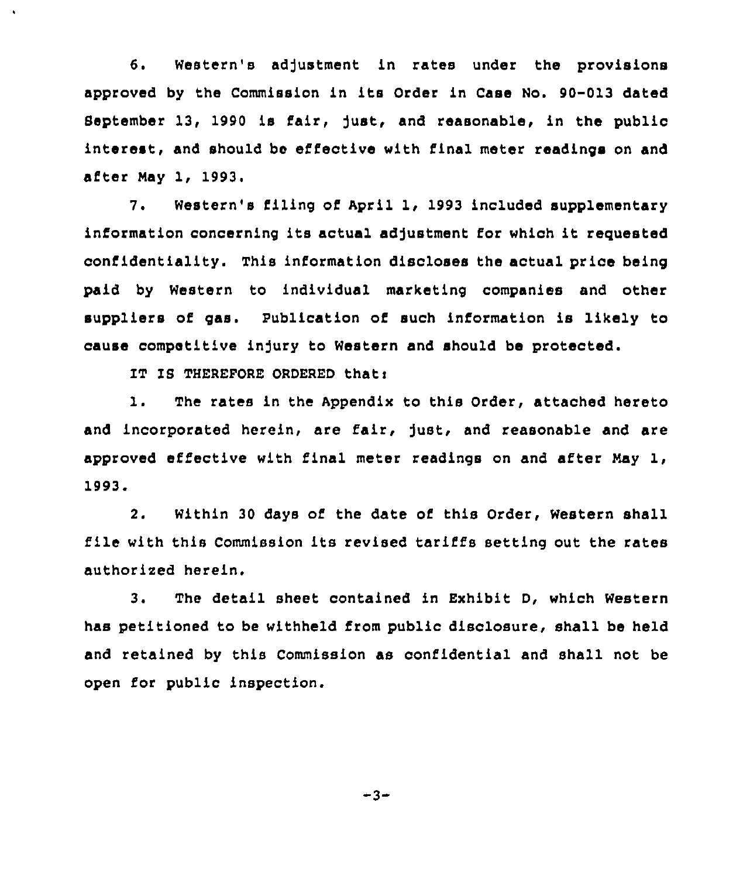6. Western's adjustment in rates under the provisions approved by the Commission in its Order in Case No. 90-013 dated September 13, 1990 is fair, just, and reasonable, in the public interest, and should be effective with final meter readings on and after May 1, 1993.

7. Western's filing of April 1, 1993 included supplementary information concerning its actual adjustment for which it requested confidentiality. This information discloses the actual price being paid by Western to individual marketing companies and other suppliers of gas. Publication of such information is likely to cause competitive injury to Western and should be protected.

IT IS THEREFORE ORDERED that:

1. The rates in the Appendix to this Order, attached hereto and incorporated herein, are fair, just, and reasonable and are approved effective with final meter readings on and after May 1, 1993.

2. Within 30 days of the date of this Order, Western shall file with this Commission its revised tariffs setting out the rates authorized herein.

3. The detail sheet contained in Exhibit D, which Western has petitioned to be withheld from public disclosure, shall be held and retained by this Commission as confidential and shall not be open for public inspection.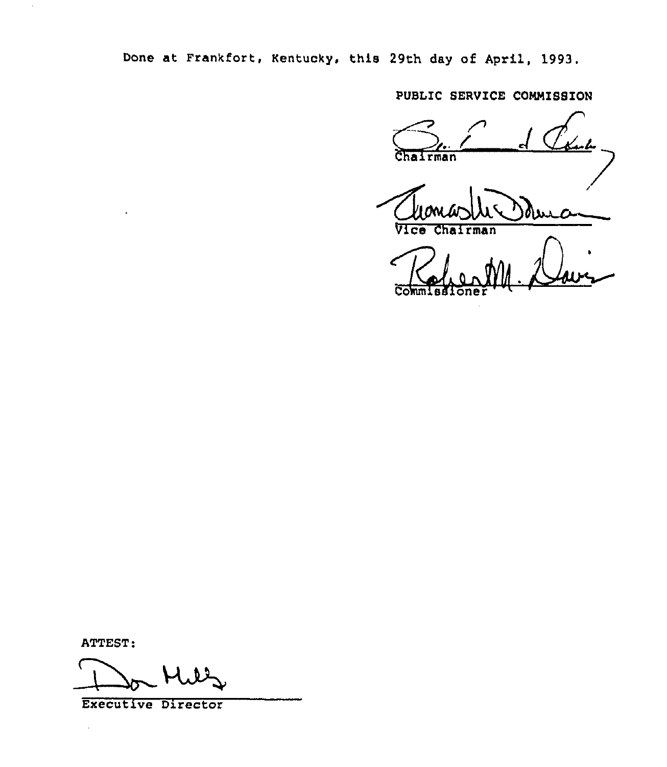Done at Frankfort, Kentucky, this 29th day of April, 1993.

PUBLIC SERVICE COMMISSION

Chairman

Vice Chairman

Commissioner

ATTEST:

Executive Director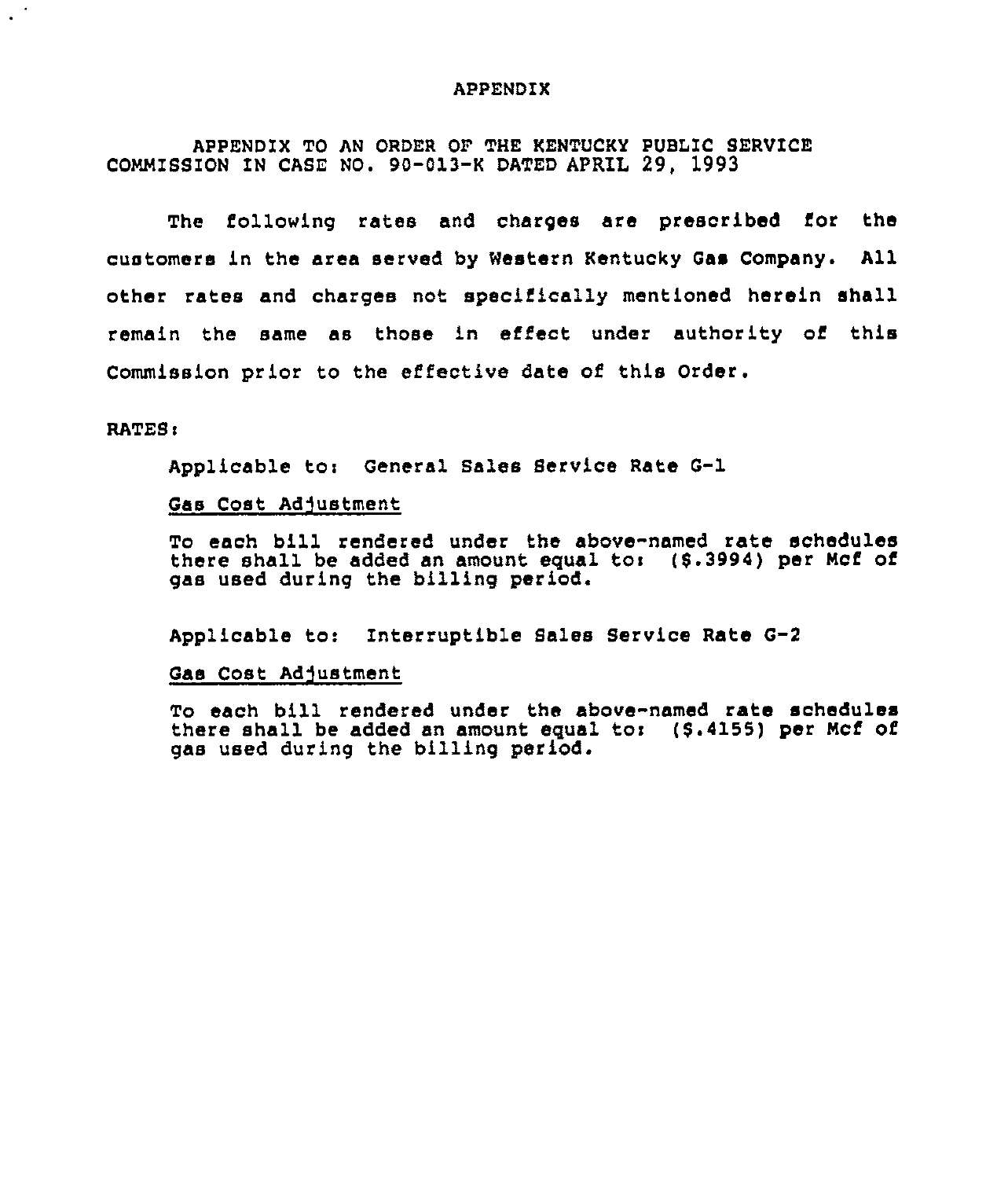# APPENDIX

APPENDIX TO AN ORDER OF THE KENTUCKY PUBLIC SERVICE COMMISSION IN CASE NO. 90-013-K DATED APRIL 29, 1993

The following rates and charges are prescribed for the customers in the area served by Western Kentucky Gas Company. All other rates and charges not specifically mentioned herein shall remain the same as those in effect under authority of this Commission prior to the effective date of this Order.

RATES:

Applicable to: General Sales Service Rate G-1

Gas Cost Adjustment

To each bill rendered under the above-named rate schedules there shall be added an amount equal to: ($.3994) per Mcf of gas used during the billing period.

Applicable to: Interruptible Sales Service Rate G-2

Gas Cost Adjustment

To each bill rendered under the above-named rate schedules there shall be added an amount equal to: ($.4155) per Mcf of gas used during the billing period.